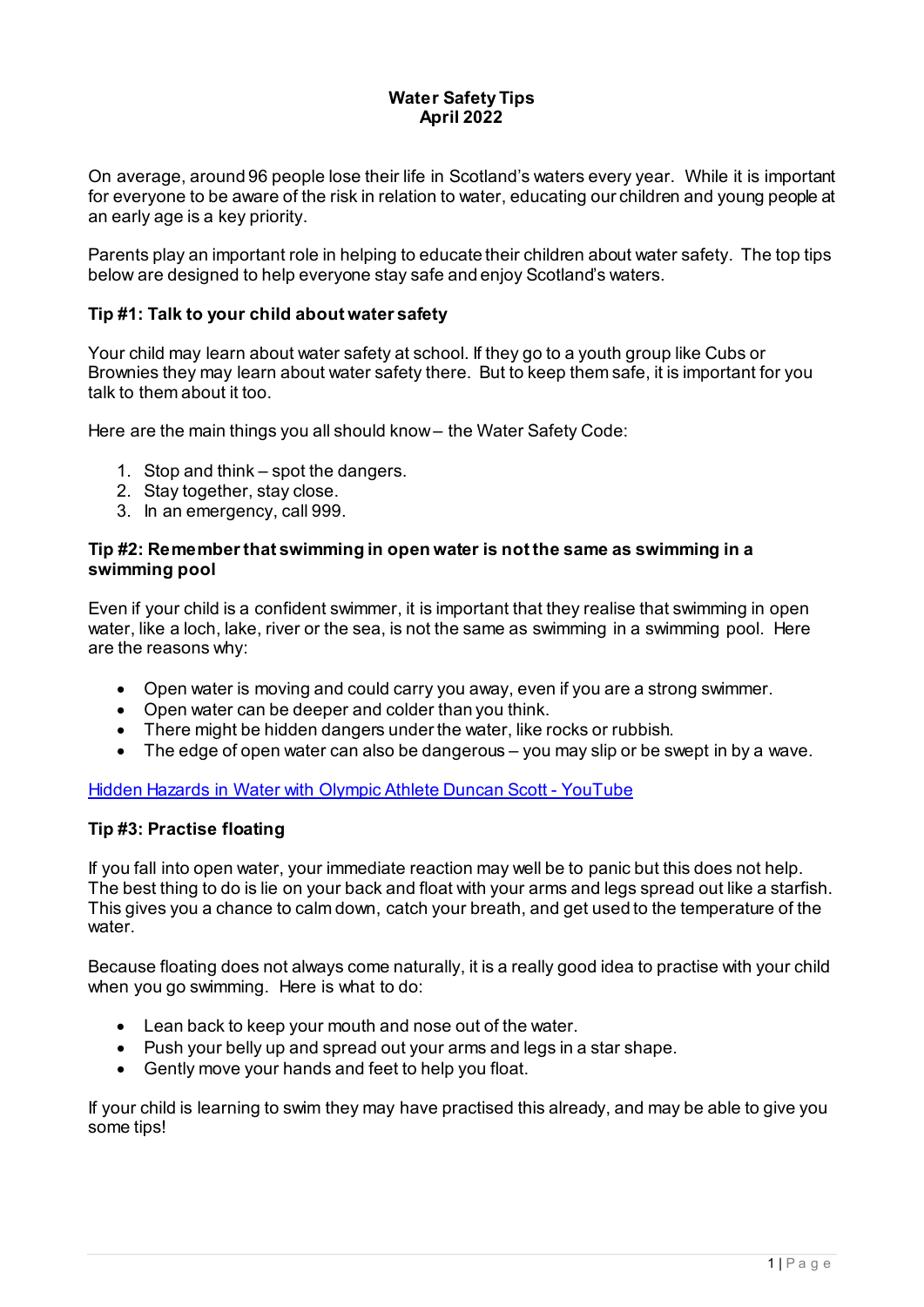# Water Safety Tips
## April 2022

On average, around 96 people lose their life in Scotland's waters every year. While it is important for everyone to be aware of the risk in relation to water, educating our children and young people at an early age is a key priority.

Parents play an important role in helping to educate their children about water safety. The top tips below are designed to help everyone stay safe and enjoy Scotland's waters.

### Tip #1: Talk to your child about water safety

Your child may learn about water safety at school. If they go to a youth group like Cubs or Brownies they may learn about water safety there. But to keep them safe, it is important for you talk to them about it too.

Here are the main things you all should know – the Water Safety Code:

1. Stop and think – spot the dangers.
2. Stay together, stay close.
3. In an emergency, call 999.

### Tip #2: Remember that swimming in open water is not the same as swimming in a swimming pool

Even if your child is a confident swimmer, it is important that they realise that swimming in open water, like a loch, lake, river or the sea, is not the same as swimming in a swimming pool. Here are the reasons why:

- Open water is moving and could carry you away, even if you are a strong swimmer.
- Open water can be deeper and colder than you think.
- There might be hidden dangers under the water, like rocks or rubbish.
- The edge of open water can also be dangerous – you may slip or be swept in by a wave.

[Hidden Hazards in Water with Olympic Athlete Duncan Scott - YouTube]

### Tip #3: Practise floating

If you fall into open water, your immediate reaction may well be to panic but this does not help. The best thing to do is lie on your back and float with your arms and legs spread out like a starfish. This gives you a chance to calm down, catch your breath, and get used to the temperature of the water.

Because floating does not always come naturally, it is a really good idea to practise with your child when you go swimming. Here is what to do:

- Lean back to keep your mouth and nose out of the water.
- Push your belly up and spread out your arms and legs in a star shape.
- Gently move your hands and feet to help you float.

If your child is learning to swim they may have practised this already, and may be able to give you some tips!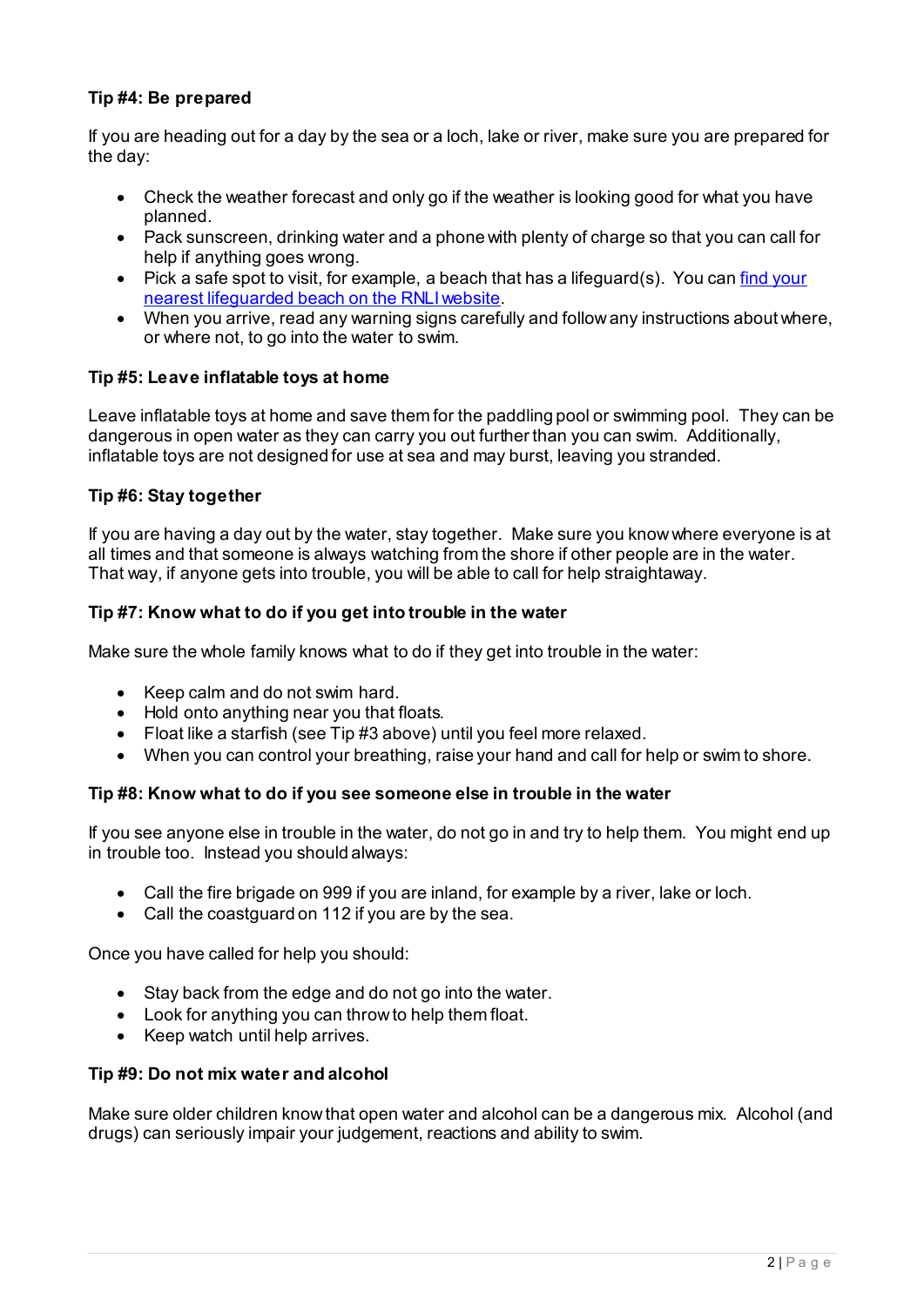**Tip #4: Be prepared**

If you are heading out for a day by the sea or a loch, lake or river, make sure you are prepared for the day:

- Check the weather forecast and only go if the weather is looking good for what you have planned.
- Pack sunscreen, drinking water and a phone with plenty of charge so that you can call for help if anything goes wrong.
- Pick a safe spot to visit, for example, a beach that has a lifeguard(s). You can [find your nearest lifeguarded beach on the RNLI website](#).
- When you arrive, read any warning signs carefully and follow any instructions about where, or where not, to go into the water to swim.

**Tip #5: Leave inflatable toys at home**

Leave inflatable toys at home and save them for the paddling pool or swimming pool. They can be dangerous in open water as they can carry you out further than you can swim. Additionally, inflatable toys are not designed for use at sea and may burst, leaving you stranded.

**Tip #6: Stay together**

If you are having a day out by the water, stay together. Make sure you know where everyone is at all times and that someone is always watching from the shore if other people are in the water. That way, if anyone gets into trouble, you will be able to call for help straightaway.

**Tip #7: Know what to do if you get into trouble in the water**

Make sure the whole family knows what to do if they get into trouble in the water:

- Keep calm and do not swim hard.
- Hold onto anything near you that floats.
- Float like a starfish (see Tip #3 above) until you feel more relaxed.
- When you can control your breathing, raise your hand and call for help or swim to shore.

**Tip #8: Know what to do if you see someone else in trouble in the water**

If you see anyone else in trouble in the water, do not go in and try to help them. You might end up in trouble too. Instead you should always:

- Call the fire brigade on 999 if you are inland, for example by a river, lake or loch.
- Call the coastguard on 112 if you are by the sea.

Once you have called for help you should:

- Stay back from the edge and do not go into the water.
- Look for anything you can throw to help them float.
- Keep watch until help arrives.

**Tip #9: Do not mix water and alcohol**

Make sure older children know that open water and alcohol can be a dangerous mix. Alcohol (and drugs) can seriously impair your judgement, reactions and ability to swim.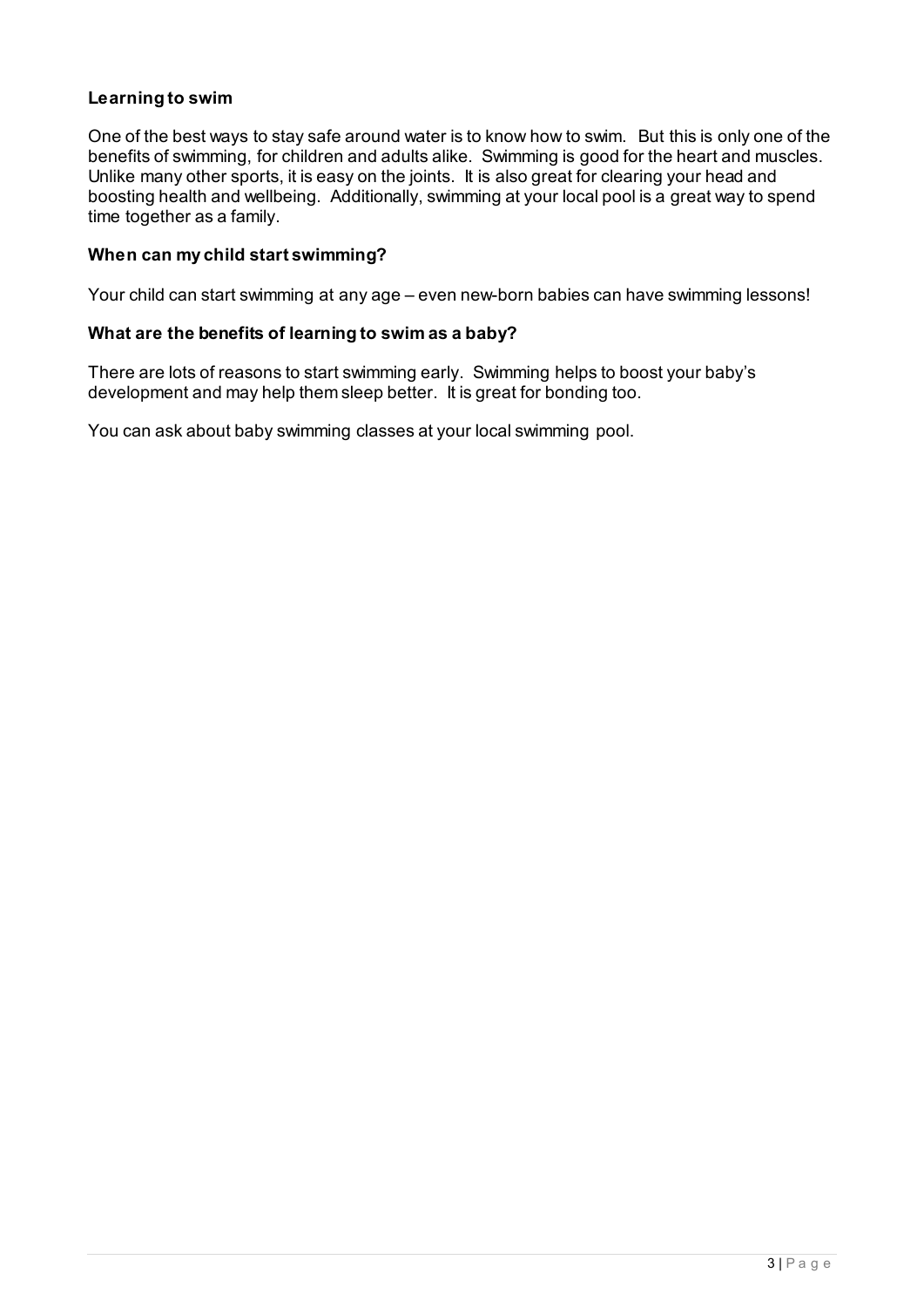**Learning to swim**

One of the best ways to stay safe around water is to know how to swim. But this is only one of the benefits of swimming, for children and adults alike. Swimming is good for the heart and muscles. Unlike many other sports, it is easy on the joints. It is also great for clearing your head and boosting health and wellbeing. Additionally, swimming at your local pool is a great way to spend time together as a family.

**When can my child start swimming?**

Your child can start swimming at any age – even new-born babies can have swimming lessons!

**What are the benefits of learning to swim as a baby?**

There are lots of reasons to start swimming early. Swimming helps to boost your baby's development and may help them sleep better. It is great for bonding too.

You can ask about baby swimming classes at your local swimming pool.